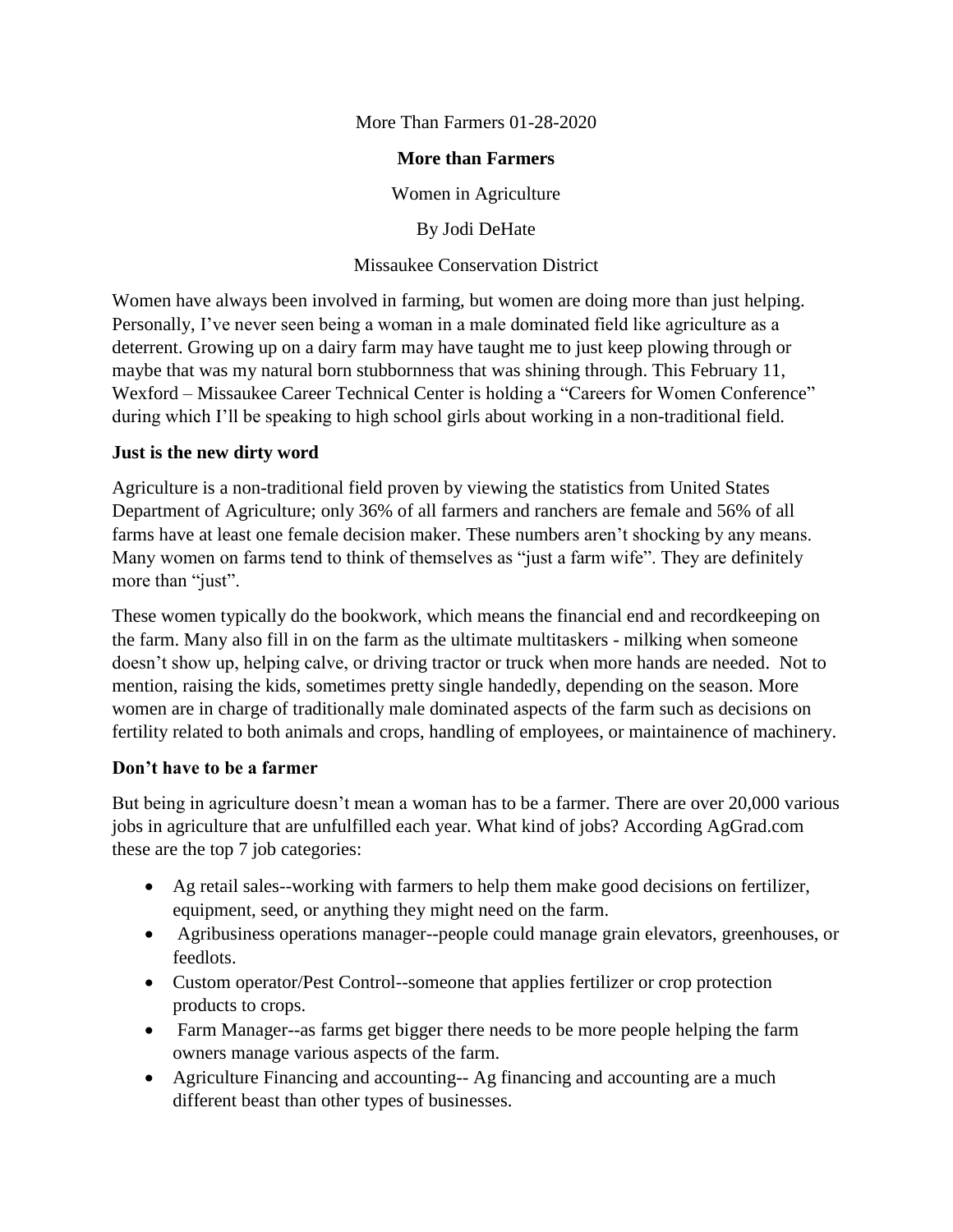More Than Farmers 01-28-2020

# More than Farmers

Women in Agriculture

By Jodi DeHate

Missaukee Conservation District

Women have always been involved in farming, but women are doing more than just helping. Personally, I've never seen being a woman in a male dominated field like agriculture as a deterrent. Growing up on a dairy farm may have taught me to just keep plowing through or maybe that was my natural born stubbornness that was shining through. This February 11, Wexford – Missaukee Career Technical Center is holding a "Careers for Women Conference" during which I'll be speaking to high school girls about working in a non-traditional field.

## Just is the new dirty word

Agriculture is a non-traditional field proven by viewing the statistics from United States Department of Agriculture; only 36% of all farmers and ranchers are female and 56% of all farms have at least one female decision maker. These numbers aren't shocking by any means. Many women on farms tend to think of themselves as "just a farm wife". They are definitely more than "just".

These women typically do the bookwork, which means the financial end and recordkeeping on the farm. Many also fill in on the farm as the ultimate multitaskers - milking when someone doesn't show up, helping calve, or driving tractor or truck when more hands are needed. Not to mention, raising the kids, sometimes pretty single handedly, depending on the season. More women are in charge of traditionally male dominated aspects of the farm such as decisions on fertility related to both animals and crops, handling of employees, or maintainence of machinery.

## Don't have to be a farmer

But being in agriculture doesn't mean a woman has to be a farmer. There are over 20,000 various jobs in agriculture that are unfulfilled each year. What kind of jobs? According AgGrad.com these are the top 7 job categories:

- Ag retail sales--working with farmers to help them make good decisions on fertilizer, equipment, seed, or anything they might need on the farm.
- Agribusiness operations manager--people could manage grain elevators, greenhouses, or feedlots.
- Custom operator/Pest Control--someone that applies fertilizer or crop protection products to crops.
- Farm Manager--as farms get bigger there needs to be more people helping the farm owners manage various aspects of the farm.
- Agriculture Financing and accounting-- Ag financing and accounting are a much different beast than other types of businesses.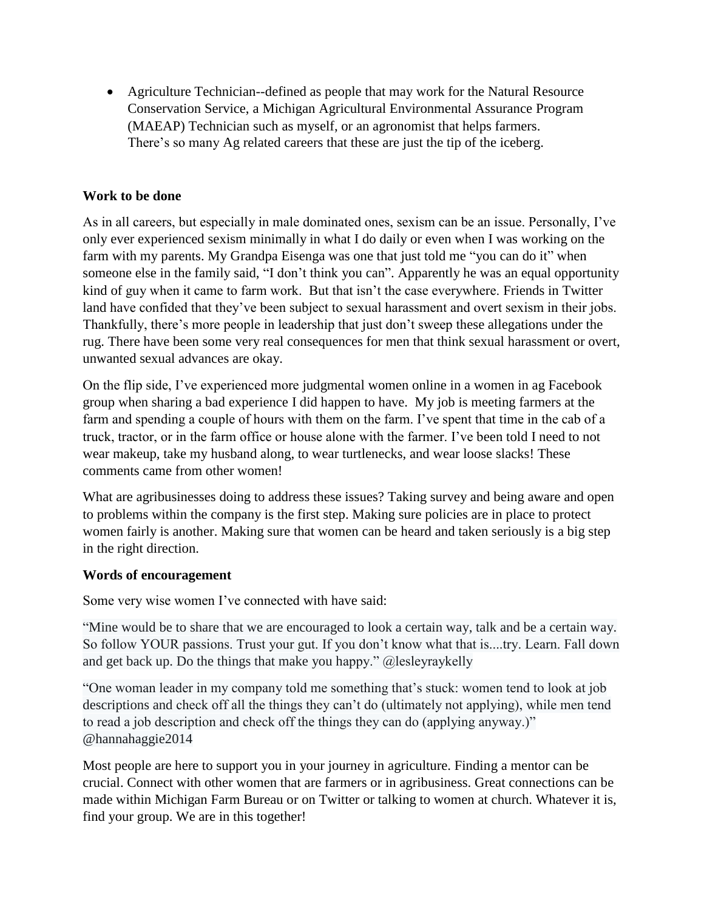- Agriculture Technician--defined as people that may work for the Natural Resource Conservation Service, a Michigan Agricultural Environmental Assurance Program (MAEAP) Technician such as myself, or an agronomist that helps farmers. There's so many Ag related careers that these are just the tip of the iceberg.

**Work to be done**

As in all careers, but especially in male dominated ones, sexism can be an issue. Personally, I've only ever experienced sexism minimally in what I do daily or even when I was working on the farm with my parents. My Grandpa Eisenga was one that just told me "you can do it" when someone else in the family said, "I don't think you can". Apparently he was an equal opportunity kind of guy when it came to farm work. But that isn't the case everywhere. Friends in Twitter land have confided that they've been subject to sexual harassment and overt sexism in their jobs. Thankfully, there's more people in leadership that just don't sweep these allegations under the rug. There have been some very real consequences for men that think sexual harassment or overt, unwanted sexual advances are okay.

On the flip side, I've experienced more judgmental women online in a women in ag Facebook group when sharing a bad experience I did happen to have. My job is meeting farmers at the farm and spending a couple of hours with them on the farm. I've spent that time in the cab of a truck, tractor, or in the farm office or house alone with the farmer. I've been told I need to not wear makeup, take my husband along, to wear turtlenecks, and wear loose slacks! These comments came from other women!

What are agribusinesses doing to address these issues? Taking survey and being aware and open to problems within the company is the first step. Making sure policies are in place to protect women fairly is another. Making sure that women can be heard and taken seriously is a big step in the right direction.

**Words of encouragement**

Some very wise women I've connected with have said:

"Mine would be to share that we are encouraged to look a certain way, talk and be a certain way. So follow YOUR passions. Trust your gut. If you don't know what that is....try. Learn. Fall down and get back up. Do the things that make you happy." @lesleyraykelly

"One woman leader in my company told me something that's stuck: women tend to look at job descriptions and check off all the things they can't do (ultimately not applying), while men tend to read a job description and check off the things they can do (applying anyway.)" @hannahaggie2014

Most people are here to support you in your journey in agriculture. Finding a mentor can be crucial. Connect with other women that are farmers or in agribusiness. Great connections can be made within Michigan Farm Bureau or on Twitter or talking to women at church. Whatever it is, find your group. We are in this together!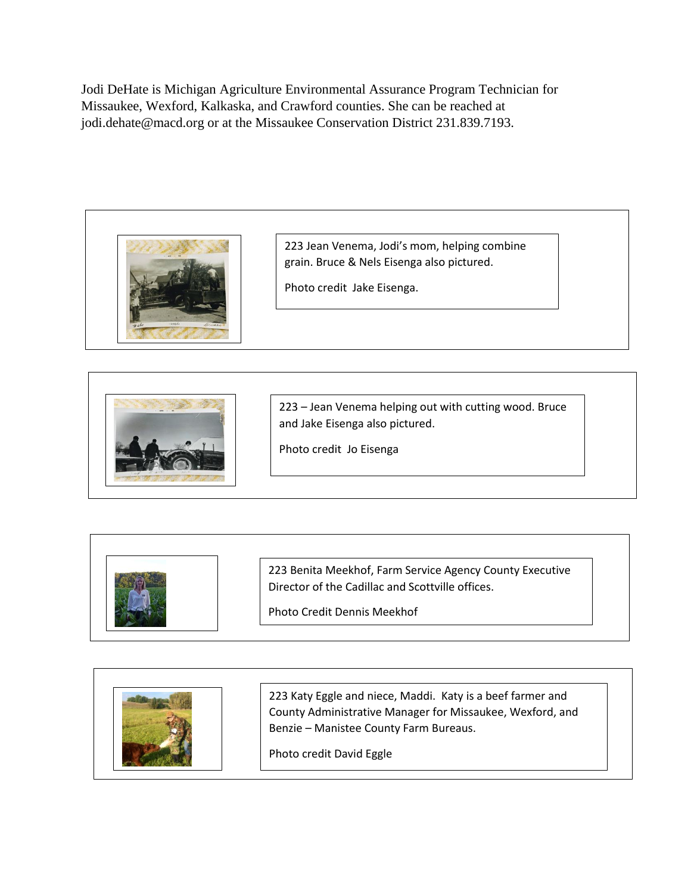Jodi DeHate is Michigan Agriculture Environmental Assurance Program Technician for Missaukee, Wexford, Kalkaska, and Crawford counties. She can be reached at jodi.dehate@macd.org or at the Missaukee Conservation District 231.839.7193.

223 Jean Venema, Jodi's mom, helping combine grain. Bruce & Nels Eisenga also pictured.

Photo credit Jake Eisenga.

223 – Jean Venema helping out with cutting wood. Bruce and Jake Eisenga also pictured.

Photo credit Jo Eisenga

223 Benita Meekhof, Farm Service Agency County Executive Director of the Cadillac and Scottville offices.

Photo Credit Dennis Meekhof

223 Katy Eggle and niece, Maddi. Katy is a beef farmer and County Administrative Manager for Missaukee, Wexford, and Benzie – Manistee County Farm Bureaus.

Photo credit David Eggle